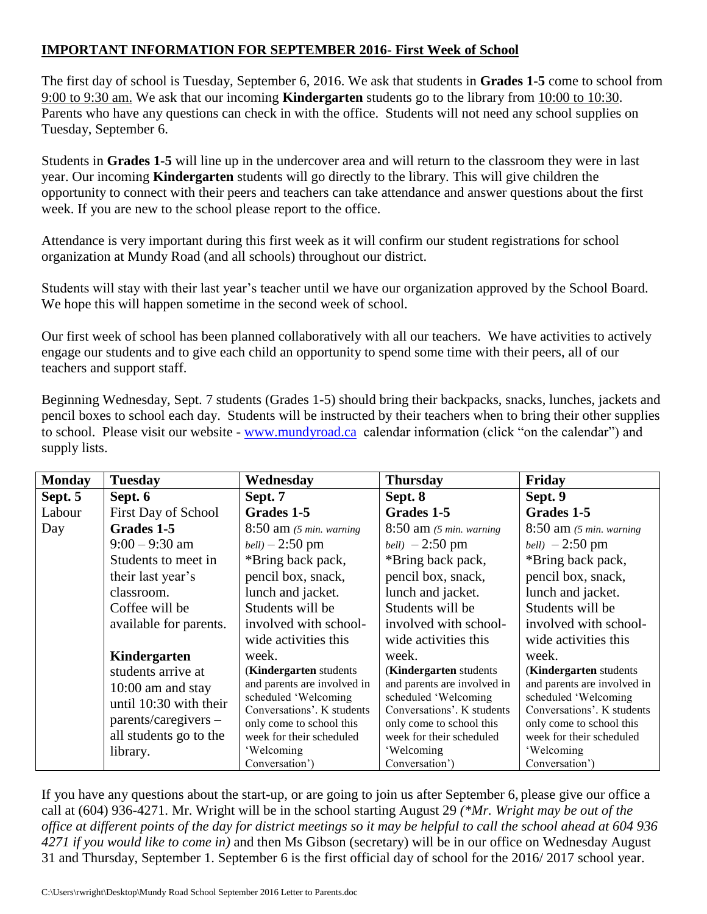**IMPORTANT INFORMATION FOR SEPTEMBER 2016- First Week of School**

The first day of school is Tuesday, September 6, 2016. We ask that students in **Grades 1-5** come to school from 9:00 to 9:30 am. We ask that our incoming **Kindergarten** students go to the library from 10:00 to 10:30. Parents who have any questions can check in with the office. Students will not need any school supplies on Tuesday, September 6.

Students in **Grades 1-5** will line up in the undercover area and will return to the classroom they were in last year. Our incoming **Kindergarten** students will go directly to the library. This will give children the opportunity to connect with their peers and teachers can take attendance and answer questions about the first week. If you are new to the school please report to the office.

Attendance is very important during this first week as it will confirm our student registrations for school organization at Mundy Road (and all schools) throughout our district.

Students will stay with their last year's teacher until we have our organization approved by the School Board. We hope this will happen sometime in the second week of school.

Our first week of school has been planned collaboratively with all our teachers. We have activities to actively engage our students and to give each child an opportunity to spend some time with their peers, all of our teachers and support staff.

Beginning Wednesday, Sept. 7 students (Grades 1-5) should bring their backpacks, snacks, lunches, jackets and pencil boxes to school each day. Students will be instructed by their teachers when to bring their other supplies to school. Please visit our website - www.mundyroad.ca calendar information (click "on the calendar") and supply lists.

| Monday | Tuesday | Wednesday | Thursday | Friday |
|---|---|---|---|---|
| **Sept. 5** | **Sept. 6** | **Sept. 7** | **Sept. 8** | **Sept. 9** |
| Labour Day | First Day of School<br>**Grades 1-5**<br>9:00 – 9:30 am<br>Students to meet in their last year's classroom.<br>Coffee will be available for parents.<br><br>**Kindergarten** students arrive at 10:00 am and stay until 10:30 with their parents/caregivers – all students go to the library. | **Grades 1-5**<br>8:50 am *(5 min. warning bell)* – 2:50 pm<br>*Bring back pack, pencil box, snack, lunch and jacket.<br>Students will be involved with school-wide activities this week.<br>(**Kindergarten** students and parents are involved in scheduled 'Welcoming Conversations'. K students only come to school this week for their scheduled 'Welcoming Conversation') | **Grades 1-5**<br>8:50 am *(5 min. warning bell)* – 2:50 pm<br>*Bring back pack, pencil box, snack, lunch and jacket.<br>Students will be involved with school-wide activities this week.<br>(**Kindergarten** students and parents are involved in scheduled 'Welcoming Conversations'. K students only come to school this week for their scheduled 'Welcoming Conversation') | **Grades 1-5**<br>8:50 am *(5 min. warning bell)* – 2:50 pm<br>*Bring back pack, pencil box, snack, lunch and jacket.<br>Students will be involved with school-wide activities this week.<br>(**Kindergarten** students and parents are involved in scheduled 'Welcoming Conversations'. K students only come to school this week for their scheduled 'Welcoming Conversation') |

If you have any questions about the start-up, or are going to join us after September 6, please give our office a call at (604) 936-4271. Mr. Wright will be in the school starting August 29 *(*Mr. Wright may be out of the office at different points of the day for district meetings so it may be helpful to call the school ahead at 604 936 4271 if you would like to come in)* and then Ms Gibson (secretary) will be in our office on Wednesday August 31 and Thursday, September 1. September 6 is the first official day of school for the 2016/ 2017 school year.

C:\Users\rwright\Desktop\Mundy Road School September 2016 Letter to Parents.doc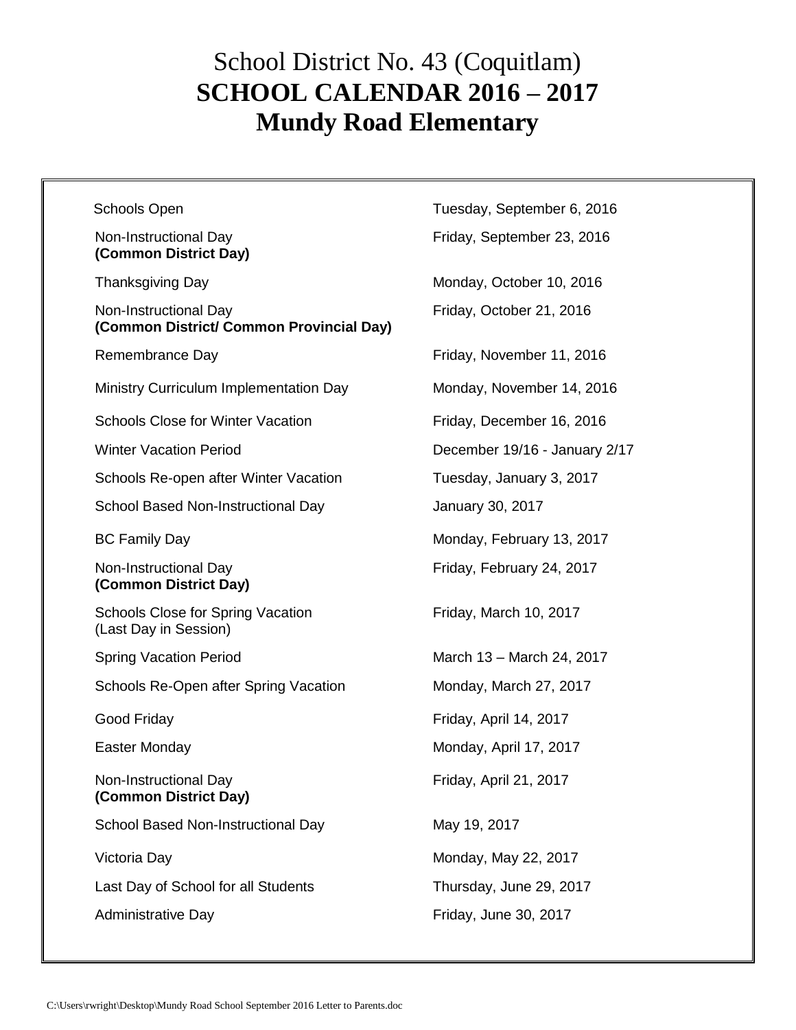# School District No. 43 (Coquitlam)
# SCHOOL CALENDAR 2016 – 2017
# Mundy Road Elementary

| | |
|---|---|
| Schools Open | Tuesday, September 6, 2016 |
| Non-Instructional Day **(Common District Day)** | Friday, September 23, 2016 |
| Thanksgiving Day | Monday, October 10, 2016 |
| Non-Instructional Day **(Common District/ Common Provincial Day)** | Friday, October 21, 2016 |
| Remembrance Day | Friday, November 11, 2016 |
| Ministry Curriculum Implementation Day | Monday, November 14, 2016 |
| Schools Close for Winter Vacation | Friday, December 16, 2016 |
| Winter Vacation Period | December 19/16 - January 2/17 |
| Schools Re-open after Winter Vacation | Tuesday, January 3, 2017 |
| School Based Non-Instructional Day | January 30, 2017 |
| BC Family Day | Monday, February 13, 2017 |
| Non-Instructional Day **(Common District Day)** | Friday, February 24, 2017 |
| Schools Close for Spring Vacation (Last Day in Session) | Friday, March 10, 2017 |
| Spring Vacation Period | March 13 – March 24, 2017 |
| Schools Re-Open after Spring Vacation | Monday, March 27, 2017 |
| Good Friday | Friday, April 14, 2017 |
| Easter Monday | Monday, April 17, 2017 |
| Non-Instructional Day **(Common District Day)** | Friday, April 21, 2017 |
| School Based Non-Instructional Day | May 19, 2017 |
| Victoria Day | Monday, May 22, 2017 |
| Last Day of School for all Students | Thursday, June 29, 2017 |
| Administrative Day | Friday, June 30, 2017 |

C:\Users\rwright\Desktop\Mundy Road School September 2016 Letter to Parents.doc